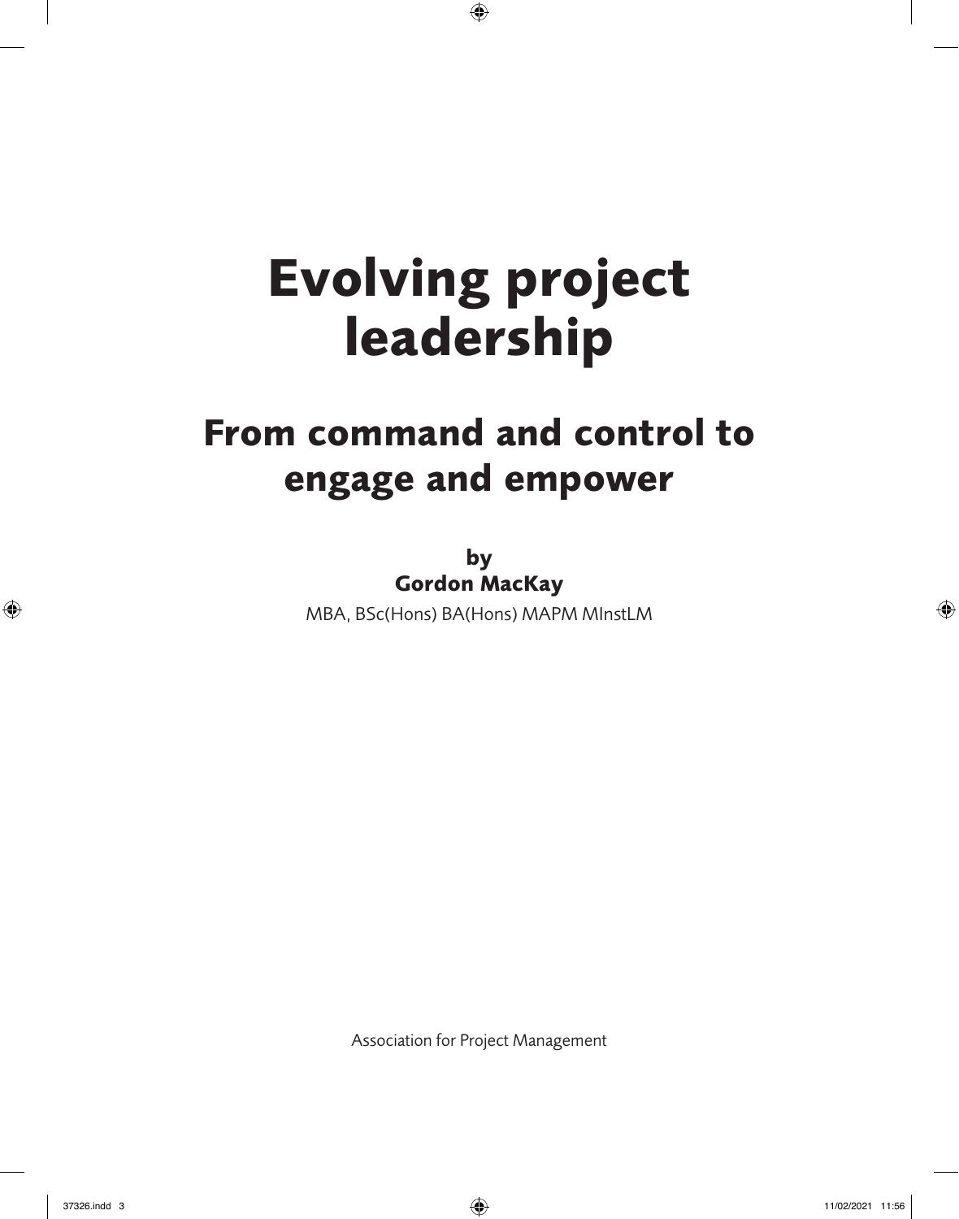# Evolving project leadership

## From command and control to engage and empower

**by**
**Gordon MacKay**

MBA, BSc(Hons) BA(Hons) MAPM MInstLM

Association for Project Management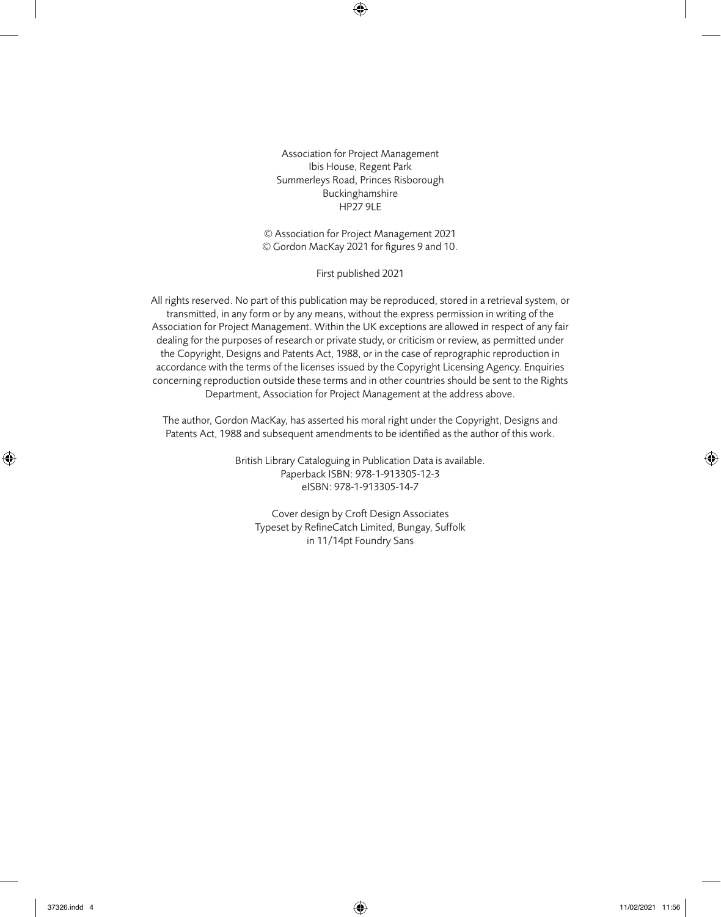Association for Project Management
Ibis House, Regent Park
Summerleys Road, Princes Risborough
Buckinghamshire
HP27 9LE

© Association for Project Management 2021
© Gordon MacKay 2021 for figures 9 and 10.

First published 2021

All rights reserved. No part of this publication may be reproduced, stored in a retrieval system, or transmitted, in any form or by any means, without the express permission in writing of the Association for Project Management. Within the UK exceptions are allowed in respect of any fair dealing for the purposes of research or private study, or criticism or review, as permitted under the Copyright, Designs and Patents Act, 1988, or in the case of reprographic reproduction in accordance with the terms of the licenses issued by the Copyright Licensing Agency. Enquiries concerning reproduction outside these terms and in other countries should be sent to the Rights Department, Association for Project Management at the address above.

The author, Gordon MacKay, has asserted his moral right under the Copyright, Designs and Patents Act, 1988 and subsequent amendments to be identified as the author of this work.

British Library Cataloguing in Publication Data is available.
Paperback ISBN: 978-1-913305-12-3
eISBN: 978-1-913305-14-7

Cover design by Croft Design Associates
Typeset by RefineCatch Limited, Bungay, Suffolk
in 11/14pt Foundry Sans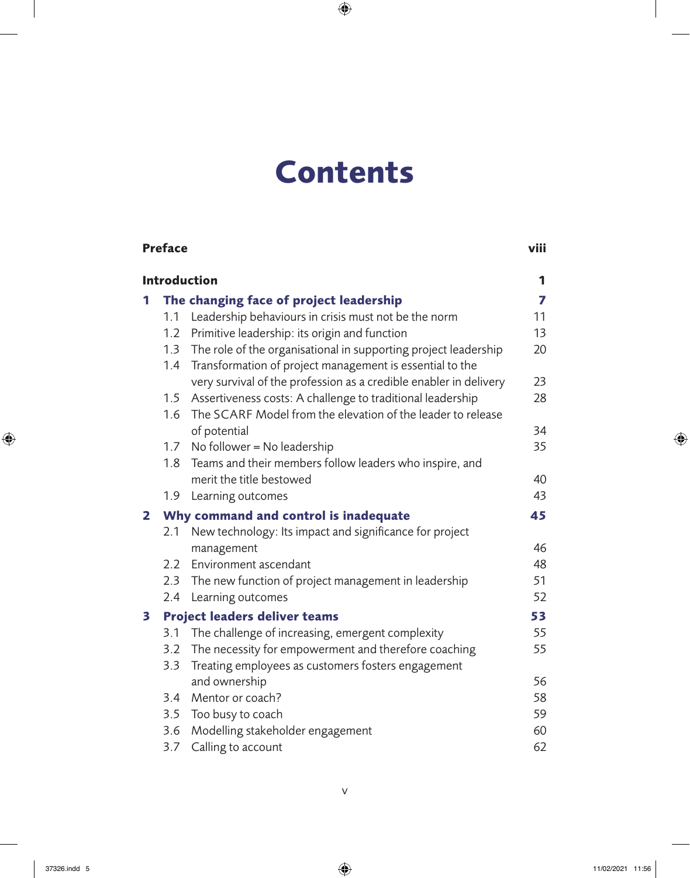# Contents

| | | |
|---|---|---|
| **Preface** | | **viii** |
| **Introduction** | | **1** |
| **1** | **The changing face of project leadership** | **7** |
| 1.1 | Leadership behaviours in crisis must not be the norm | 11 |
| 1.2 | Primitive leadership: its origin and function | 13 |
| 1.3 | The role of the organisational in supporting project leadership | 20 |
| 1.4 | Transformation of project management is essential to the very survival of the profession as a credible enabler in delivery | 23 |
| 1.5 | Assertiveness costs: A challenge to traditional leadership | 28 |
| 1.6 | The SCARF Model from the elevation of the leader to release of potential | 34 |
| 1.7 | No follower = No leadership | 35 |
| 1.8 | Teams and their members follow leaders who inspire, and merit the title bestowed | 40 |
| 1.9 | Learning outcomes | 43 |
| **2** | **Why command and control is inadequate** | **45** |
| 2.1 | New technology: Its impact and significance for project management | 46 |
| 2.2 | Environment ascendant | 48 |
| 2.3 | The new function of project management in leadership | 51 |
| 2.4 | Learning outcomes | 52 |
| **3** | **Project leaders deliver teams** | **53** |
| 3.1 | The challenge of increasing, emergent complexity | 55 |
| 3.2 | The necessity for empowerment and therefore coaching | 55 |
| 3.3 | Treating employees as customers fosters engagement and ownership | 56 |
| 3.4 | Mentor or coach? | 58 |
| 3.5 | Too busy to coach | 59 |
| 3.6 | Modelling stakeholder engagement | 60 |
| 3.7 | Calling to account | 62 |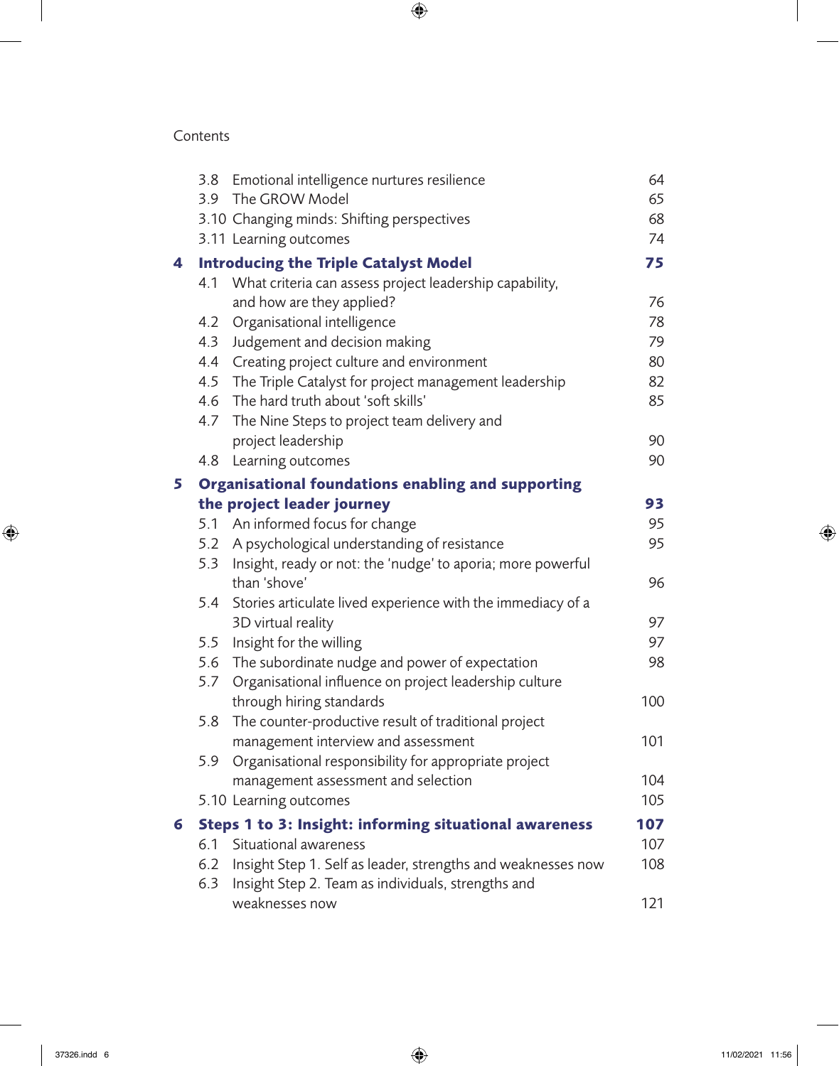Contents

| | | |
|---|---|---|
| 3.8 | Emotional intelligence nurtures resilience | 64 |
| 3.9 | The GROW Model | 65 |
| 3.10 | Changing minds: Shifting perspectives | 68 |
| 3.11 | Learning outcomes | 74 |
| **4** | **Introducing the Triple Catalyst Model** | **75** |
| 4.1 | What criteria can assess project leadership capability, and how are they applied? | 76 |
| 4.2 | Organisational intelligence | 78 |
| 4.3 | Judgement and decision making | 79 |
| 4.4 | Creating project culture and environment | 80 |
| 4.5 | The Triple Catalyst for project management leadership | 82 |
| 4.6 | The hard truth about 'soft skills' | 85 |
| 4.7 | The Nine Steps to project team delivery and project leadership | 90 |
| 4.8 | Learning outcomes | 90 |
| **5** | **Organisational foundations enabling and supporting the project leader journey** | **93** |
| 5.1 | An informed focus for change | 95 |
| 5.2 | A psychological understanding of resistance | 95 |
| 5.3 | Insight, ready or not: the 'nudge' to aporia; more powerful than 'shove' | 96 |
| 5.4 | Stories articulate lived experience with the immediacy of a 3D virtual reality | 97 |
| 5.5 | Insight for the willing | 97 |
| 5.6 | The subordinate nudge and power of expectation | 98 |
| 5.7 | Organisational influence on project leadership culture through hiring standards | 100 |
| 5.8 | The counter-productive result of traditional project management interview and assessment | 101 |
| 5.9 | Organisational responsibility for appropriate project management assessment and selection | 104 |
| 5.10 | Learning outcomes | 105 |
| **6** | **Steps 1 to 3: Insight: informing situational awareness** | **107** |
| 6.1 | Situational awareness | 107 |
| 6.2 | Insight Step 1. Self as leader, strengths and weaknesses now | 108 |
| 6.3 | Insight Step 2. Team as individuals, strengths and weaknesses now | 121 |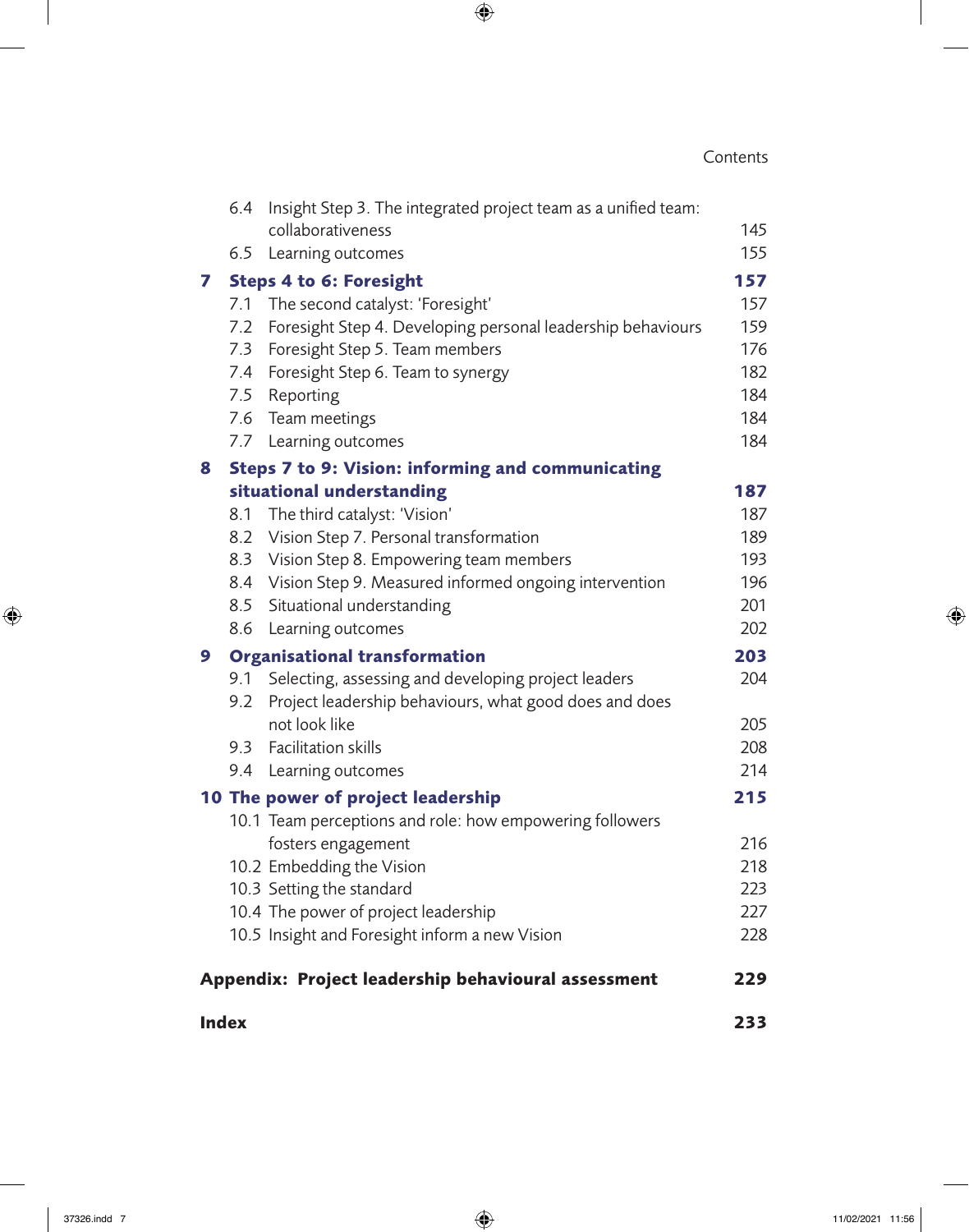| | | |
|---|---|---|
| 6.4 | Insight Step 3. The integrated project team as a unified team: collaborativeness | 145 |
| 6.5 | Learning outcomes | 155 |
| **7** | **Steps 4 to 6: Foresight** | **157** |
| 7.1 | The second catalyst: 'Foresight' | 157 |
| 7.2 | Foresight Step 4. Developing personal leadership behaviours | 159 |
| 7.3 | Foresight Step 5. Team members | 176 |
| 7.4 | Foresight Step 6. Team to synergy | 182 |
| 7.5 | Reporting | 184 |
| 7.6 | Team meetings | 184 |
| 7.7 | Learning outcomes | 184 |
| **8** | **Steps 7 to 9: Vision: informing and communicating situational understanding** | **187** |
| 8.1 | The third catalyst: 'Vision' | 187 |
| 8.2 | Vision Step 7. Personal transformation | 189 |
| 8.3 | Vision Step 8. Empowering team members | 193 |
| 8.4 | Vision Step 9. Measured informed ongoing intervention | 196 |
| 8.5 | Situational understanding | 201 |
| 8.6 | Learning outcomes | 202 |
| **9** | **Organisational transformation** | **203** |
| 9.1 | Selecting, assessing and developing project leaders | 204 |
| 9.2 | Project leadership behaviours, what good does and does not look like | 205 |
| 9.3 | Facilitation skills | 208 |
| 9.4 | Learning outcomes | 214 |
| **10** | **The power of project leadership** | **215** |
| 10.1 | Team perceptions and role: how empowering followers fosters engagement | 216 |
| 10.2 | Embedding the Vision | 218 |
| 10.3 | Setting the standard | 223 |
| 10.4 | The power of project leadership | 227 |
| 10.5 | Insight and Foresight inform a new Vision | 228 |
| | **Appendix: Project leadership behavioural assessment** | **229** |
| | **Index** | **233** |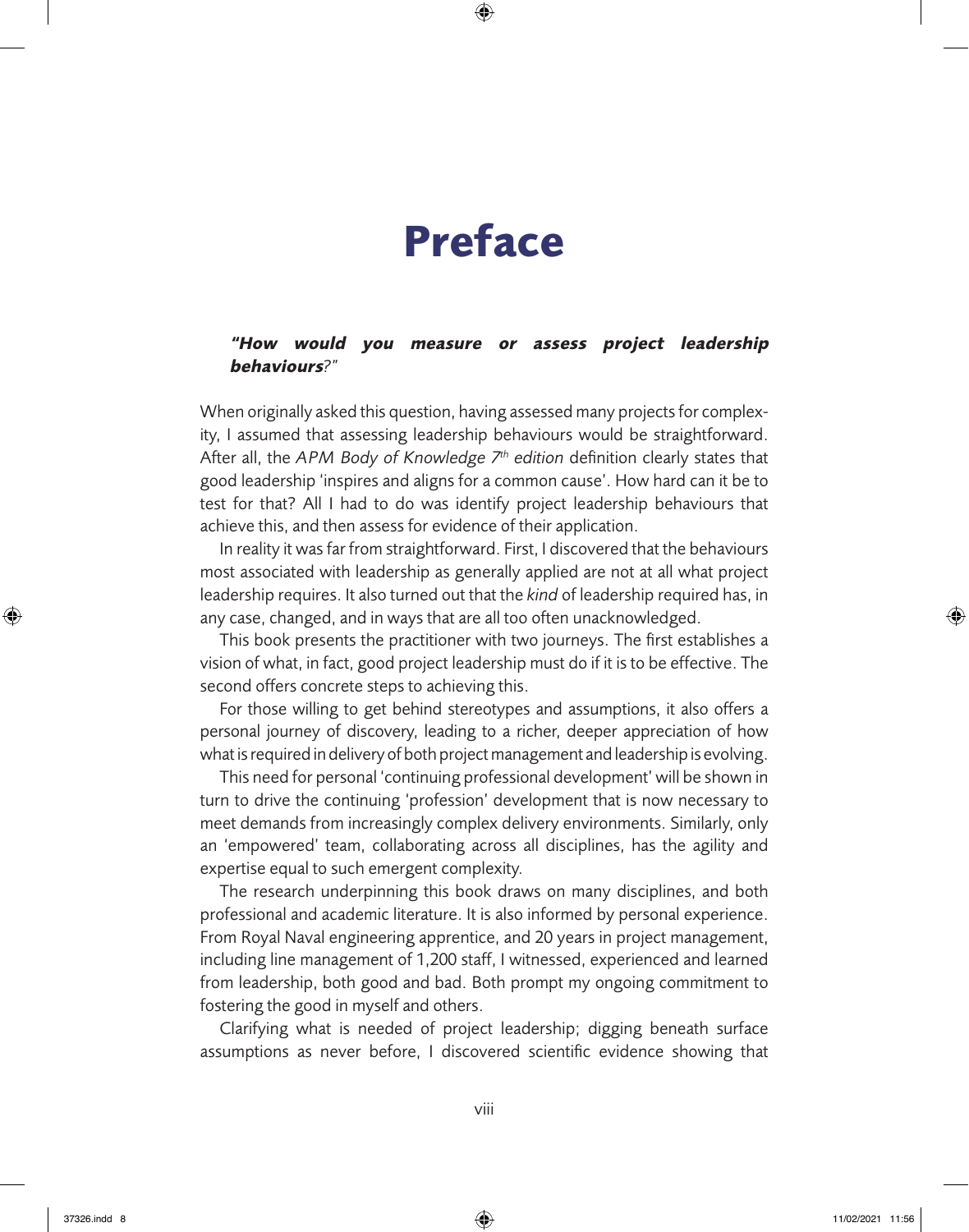# Preface

***"How would you measure or assess project leadership behaviours?"***

When originally asked this question, having assessed many projects for complexity, I assumed that assessing leadership behaviours would be straightforward. After all, the *APM Body of Knowledge 7th edition* definition clearly states that good leadership 'inspires and aligns for a common cause'. How hard can it be to test for that? All I had to do was identify project leadership behaviours that achieve this, and then assess for evidence of their application.

In reality it was far from straightforward. First, I discovered that the behaviours most associated with leadership as generally applied are not at all what project leadership requires. It also turned out that the *kind* of leadership required has, in any case, changed, and in ways that are all too often unacknowledged.

This book presents the practitioner with two journeys. The first establishes a vision of what, in fact, good project leadership must do if it is to be effective. The second offers concrete steps to achieving this.

For those willing to get behind stereotypes and assumptions, it also offers a personal journey of discovery, leading to a richer, deeper appreciation of how what is required in delivery of both project management and leadership is evolving.

This need for personal 'continuing professional development' will be shown in turn to drive the continuing 'profession' development that is now necessary to meet demands from increasingly complex delivery environments. Similarly, only an 'empowered' team, collaborating across all disciplines, has the agility and expertise equal to such emergent complexity.

The research underpinning this book draws on many disciplines, and both professional and academic literature. It is also informed by personal experience. From Royal Naval engineering apprentice, and 20 years in project management, including line management of 1,200 staff, I witnessed, experienced and learned from leadership, both good and bad. Both prompt my ongoing commitment to fostering the good in myself and others.

Clarifying what is needed of project leadership; digging beneath surface assumptions as never before, I discovered scientific evidence showing that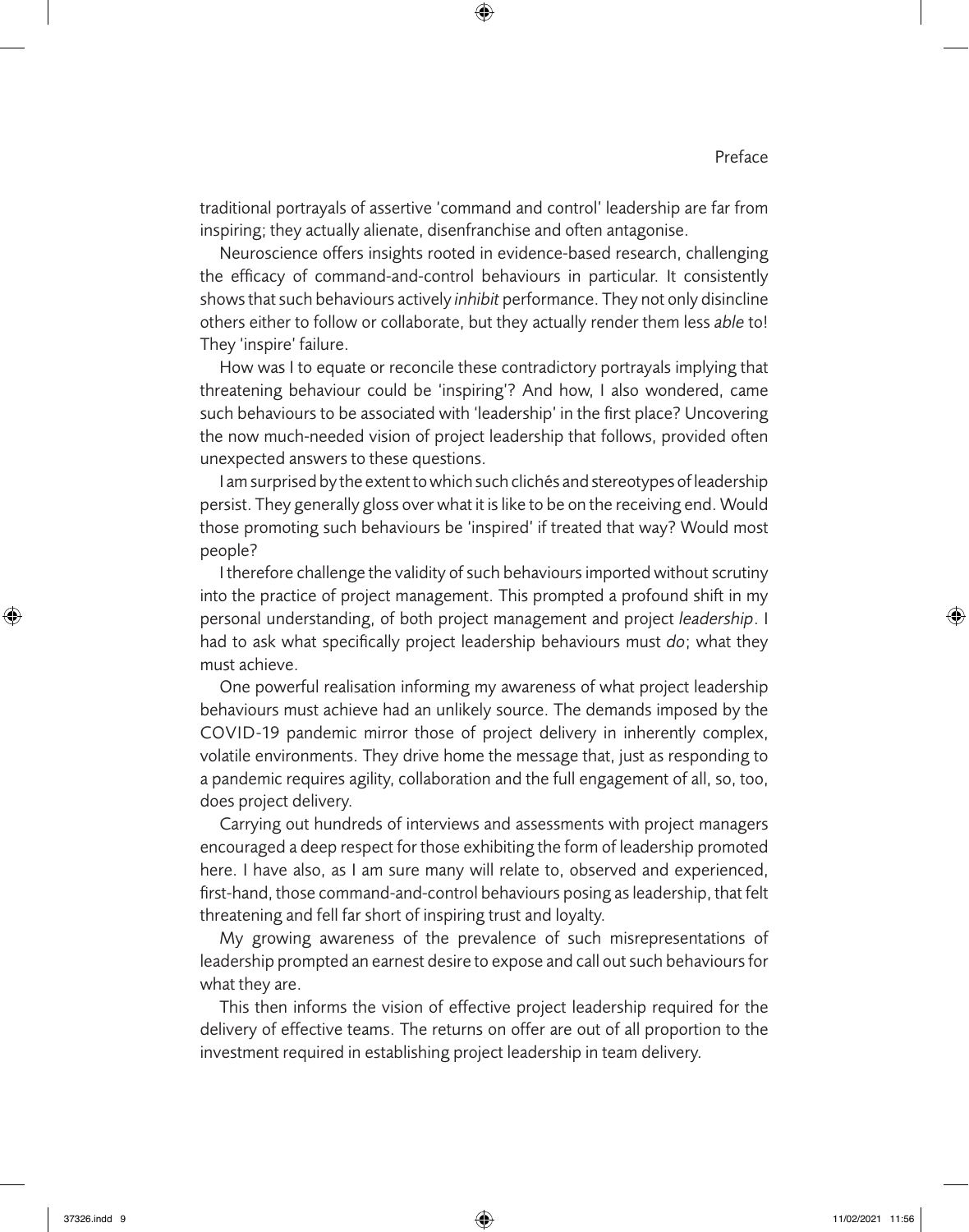traditional portrayals of assertive 'command and control' leadership are far from inspiring; they actually alienate, disenfranchise and often antagonise.

Neuroscience offers insights rooted in evidence-based research, challenging the efficacy of command-and-control behaviours in particular. It consistently shows that such behaviours actively *inhibit* performance. They not only disincline others either to follow or collaborate, but they actually render them less *able* to! They 'inspire' failure.

How was I to equate or reconcile these contradictory portrayals implying that threatening behaviour could be 'inspiring'? And how, I also wondered, came such behaviours to be associated with 'leadership' in the first place? Uncovering the now much-needed vision of project leadership that follows, provided often unexpected answers to these questions.

I am surprised by the extent to which such clichés and stereotypes of leadership persist. They generally gloss over what it is like to be on the receiving end. Would those promoting such behaviours be 'inspired' if treated that way? Would most people?

I therefore challenge the validity of such behaviours imported without scrutiny into the practice of project management. This prompted a profound shift in my personal understanding, of both project management and project *leadership*. I had to ask what specifically project leadership behaviours must *do*; what they must achieve.

One powerful realisation informing my awareness of what project leadership behaviours must achieve had an unlikely source. The demands imposed by the COVID-19 pandemic mirror those of project delivery in inherently complex, volatile environments. They drive home the message that, just as responding to a pandemic requires agility, collaboration and the full engagement of all, so, too, does project delivery.

Carrying out hundreds of interviews and assessments with project managers encouraged a deep respect for those exhibiting the form of leadership promoted here. I have also, as I am sure many will relate to, observed and experienced, first-hand, those command-and-control behaviours posing as leadership, that felt threatening and fell far short of inspiring trust and loyalty.

My growing awareness of the prevalence of such misrepresentations of leadership prompted an earnest desire to expose and call out such behaviours for what they are.

This then informs the vision of effective project leadership required for the delivery of effective teams. The returns on offer are out of all proportion to the investment required in establishing project leadership in team delivery.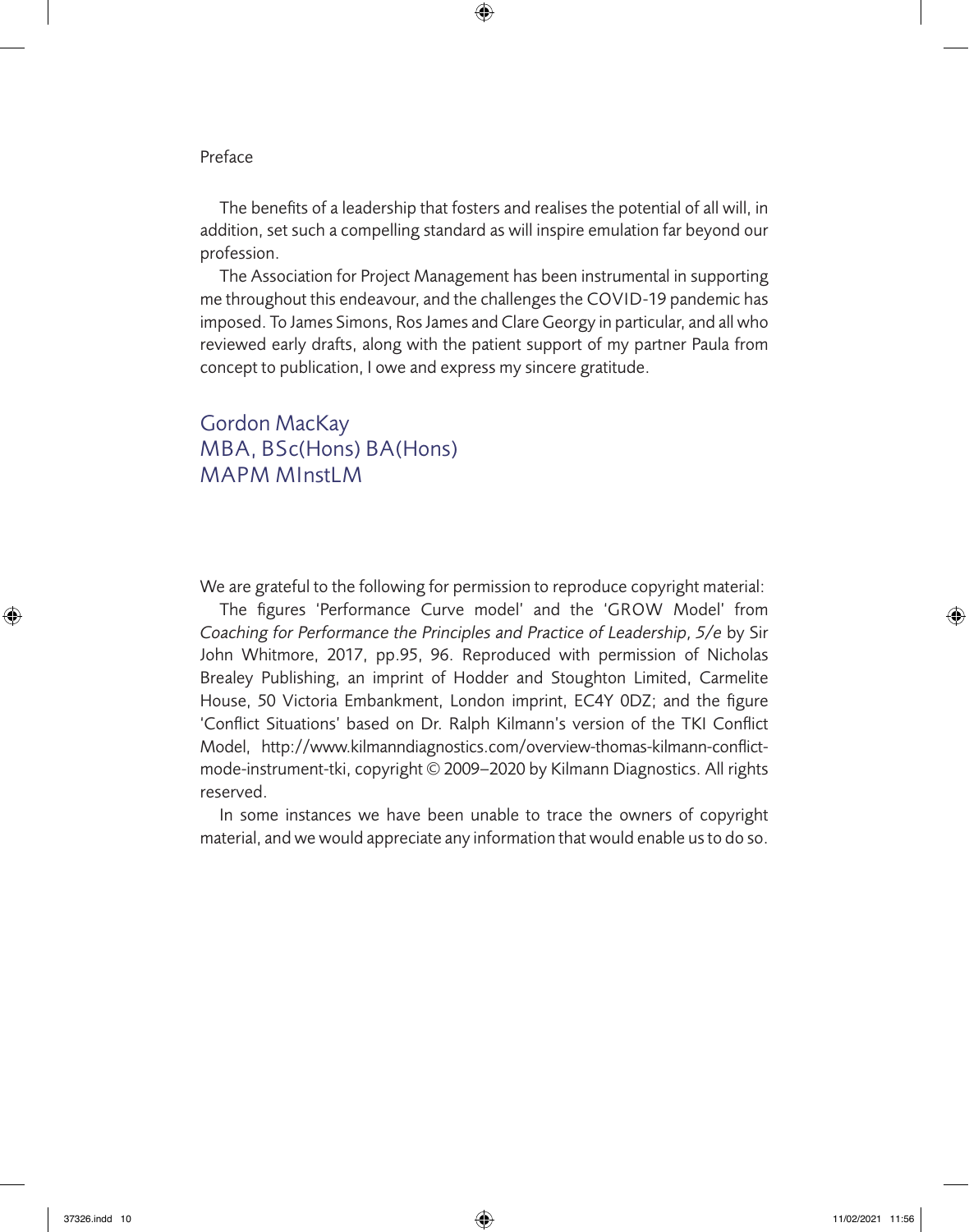Preface

The benefits of a leadership that fosters and realises the potential of all will, in addition, set such a compelling standard as will inspire emulation far beyond our profession.

The Association for Project Management has been instrumental in supporting me throughout this endeavour, and the challenges the COVID-19 pandemic has imposed. To James Simons, Ros James and Clare Georgy in particular, and all who reviewed early drafts, along with the patient support of my partner Paula from concept to publication, I owe and express my sincere gratitude.

Gordon MacKay
MBA, BSc(Hons) BA(Hons)
MAPM MInstLM

We are grateful to the following for permission to reproduce copyright material:

The figures 'Performance Curve model' and the 'GROW Model' from *Coaching for Performance the Principles and Practice of Leadership, 5/e* by Sir John Whitmore, 2017, pp.95, 96. Reproduced with permission of Nicholas Brealey Publishing, an imprint of Hodder and Stoughton Limited, Carmelite House, 50 Victoria Embankment, London imprint, EC4Y 0DZ; and the figure 'Conflict Situations' based on Dr. Ralph Kilmann's version of the TKI Conflict Model, http://www.kilmanndiagnostics.com/overview-thomas-kilmann-conflict-mode-instrument-tki, copyright © 2009–2020 by Kilmann Diagnostics. All rights reserved.

In some instances we have been unable to trace the owners of copyright material, and we would appreciate any information that would enable us to do so.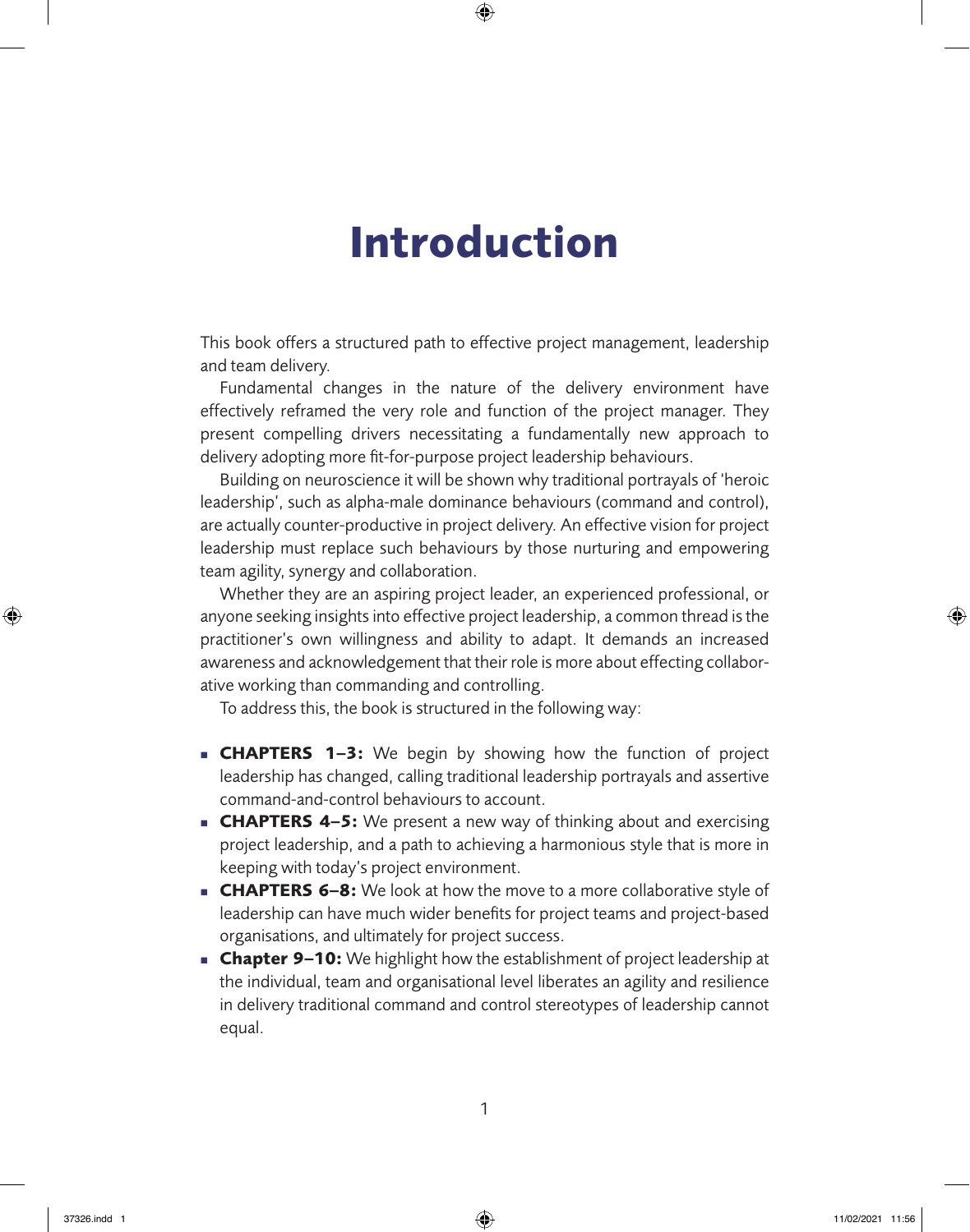# Introduction

This book offers a structured path to effective project management, leadership and team delivery.

Fundamental changes in the nature of the delivery environment have effectively reframed the very role and function of the project manager. They present compelling drivers necessitating a fundamentally new approach to delivery adopting more fit-for-purpose project leadership behaviours.

Building on neuroscience it will be shown why traditional portrayals of 'heroic leadership', such as alpha-male dominance behaviours (command and control), are actually counter-productive in project delivery. An effective vision for project leadership must replace such behaviours by those nurturing and empowering team agility, synergy and collaboration.

Whether they are an aspiring project leader, an experienced professional, or anyone seeking insights into effective project leadership, a common thread is the practitioner's own willingness and ability to adapt. It demands an increased awareness and acknowledgement that their role is more about effecting collaborative working than commanding and controlling.

To address this, the book is structured in the following way:

- **CHAPTERS 1–3:** We begin by showing how the function of project leadership has changed, calling traditional leadership portrayals and assertive command-and-control behaviours to account.
- **CHAPTERS 4–5:** We present a new way of thinking about and exercising project leadership, and a path to achieving a harmonious style that is more in keeping with today's project environment.
- **CHAPTERS 6–8:** We look at how the move to a more collaborative style of leadership can have much wider benefits for project teams and project-based organisations, and ultimately for project success.
- **Chapter 9–10:** We highlight how the establishment of project leadership at the individual, team and organisational level liberates an agility and resilience in delivery traditional command and control stereotypes of leadership cannot equal.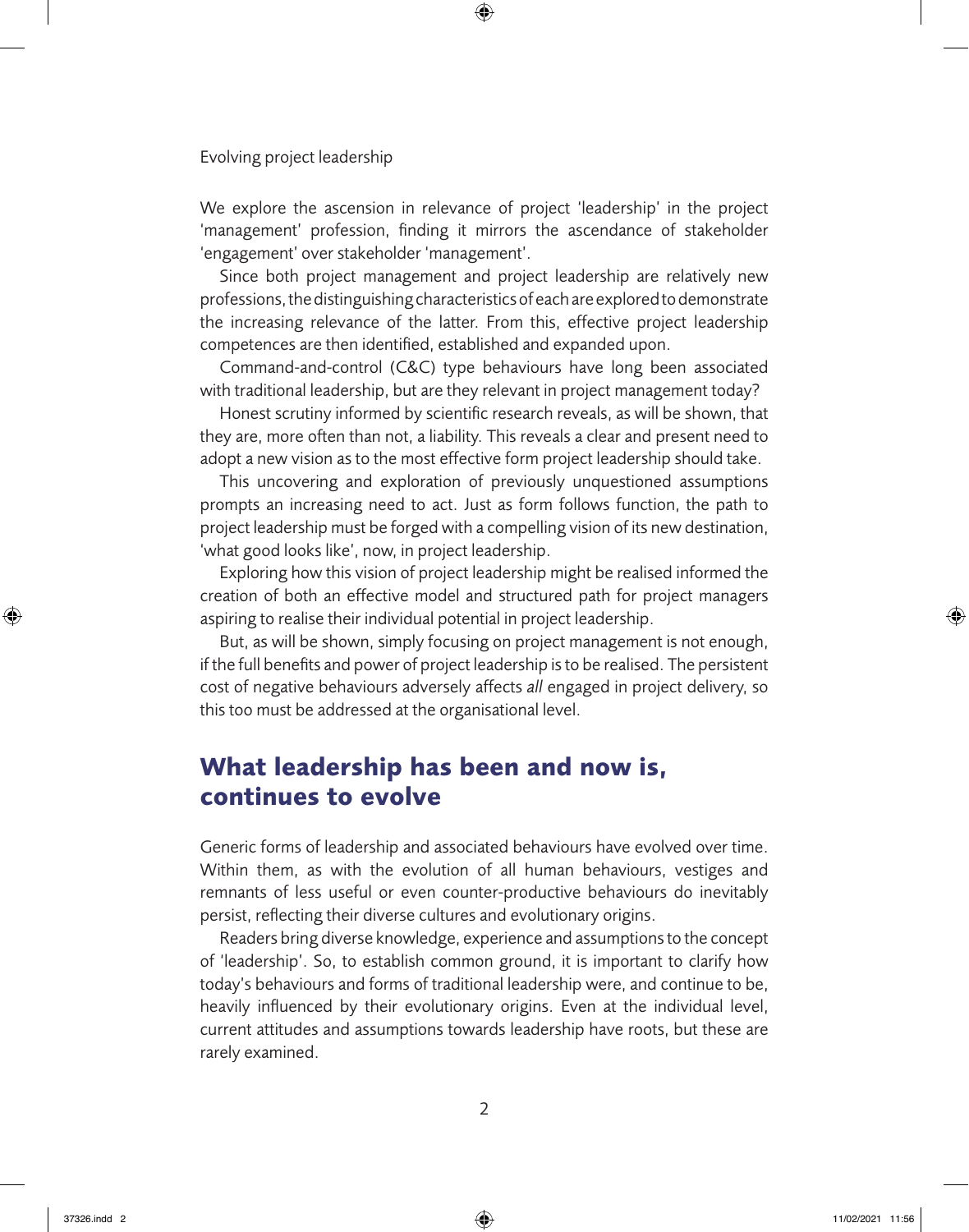Evolving project leadership

We explore the ascension in relevance of project 'leadership' in the project 'management' profession, finding it mirrors the ascendance of stakeholder 'engagement' over stakeholder 'management'.

Since both project management and project leadership are relatively new professions, the distinguishing characteristics of each are explored to demonstrate the increasing relevance of the latter. From this, effective project leadership competences are then identified, established and expanded upon.

Command-and-control (C&C) type behaviours have long been associated with traditional leadership, but are they relevant in project management today?

Honest scrutiny informed by scientific research reveals, as will be shown, that they are, more often than not, a liability. This reveals a clear and present need to adopt a new vision as to the most effective form project leadership should take.

This uncovering and exploration of previously unquestioned assumptions prompts an increasing need to act. Just as form follows function, the path to project leadership must be forged with a compelling vision of its new destination, 'what good looks like', now, in project leadership.

Exploring how this vision of project leadership might be realised informed the creation of both an effective model and structured path for project managers aspiring to realise their individual potential in project leadership.

But, as will be shown, simply focusing on project management is not enough, if the full benefits and power of project leadership is to be realised. The persistent cost of negative behaviours adversely affects *all* engaged in project delivery, so this too must be addressed at the organisational level.

## What leadership has been and now is, continues to evolve

Generic forms of leadership and associated behaviours have evolved over time. Within them, as with the evolution of all human behaviours, vestiges and remnants of less useful or even counter-productive behaviours do inevitably persist, reflecting their diverse cultures and evolutionary origins.

Readers bring diverse knowledge, experience and assumptions to the concept of 'leadership'. So, to establish common ground, it is important to clarify how today's behaviours and forms of traditional leadership were, and continue to be, heavily influenced by their evolutionary origins. Even at the individual level, current attitudes and assumptions towards leadership have roots, but these are rarely examined.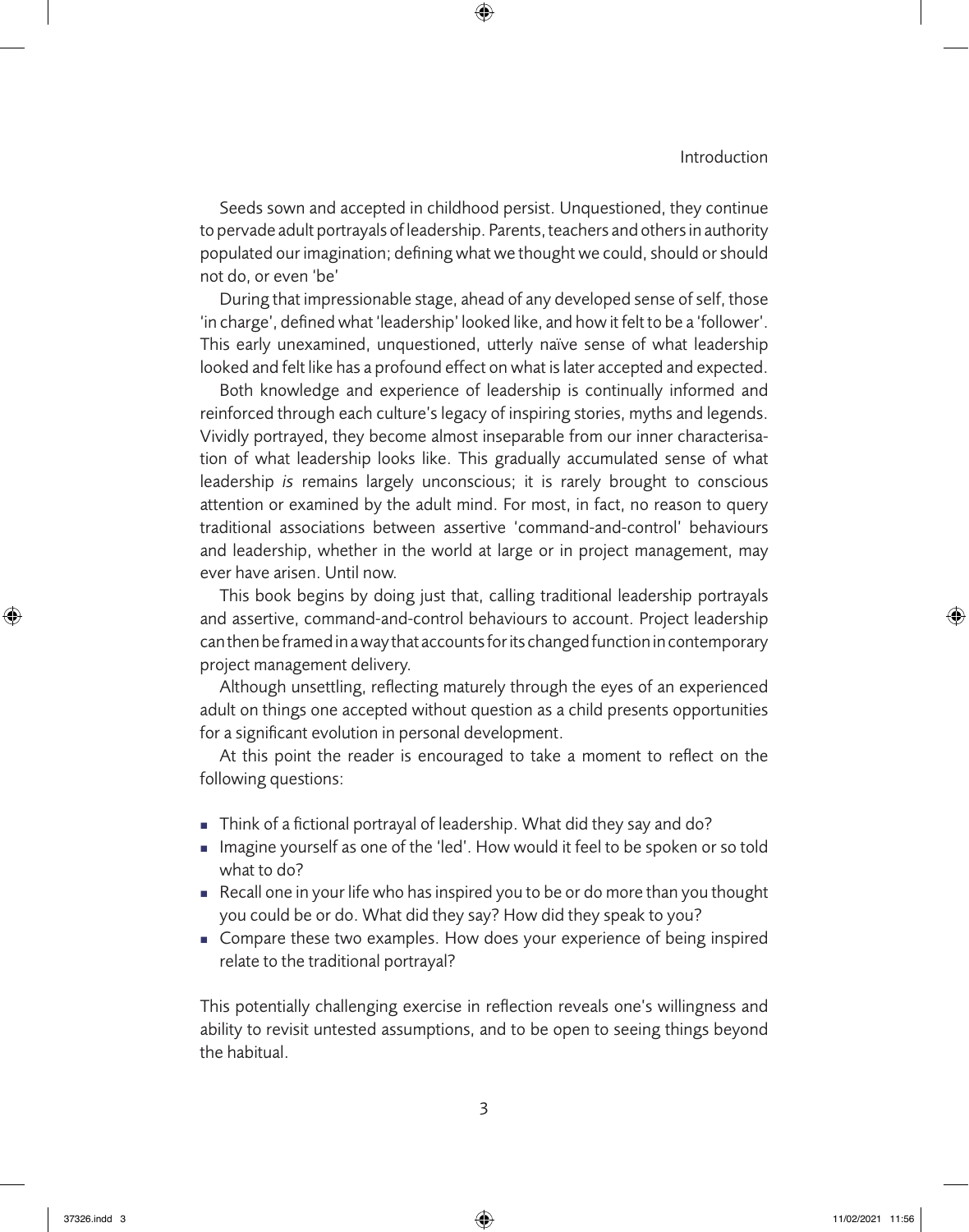Seeds sown and accepted in childhood persist. Unquestioned, they continue to pervade adult portrayals of leadership. Parents, teachers and others in authority populated our imagination; defining what we thought we could, should or should not do, or even 'be'

During that impressionable stage, ahead of any developed sense of self, those 'in charge', defined what 'leadership' looked like, and how it felt to be a 'follower'. This early unexamined, unquestioned, utterly naïve sense of what leadership looked and felt like has a profound effect on what is later accepted and expected.

Both knowledge and experience of leadership is continually informed and reinforced through each culture's legacy of inspiring stories, myths and legends. Vividly portrayed, they become almost inseparable from our inner characterisation of what leadership looks like. This gradually accumulated sense of what leadership *is* remains largely unconscious; it is rarely brought to conscious attention or examined by the adult mind. For most, in fact, no reason to query traditional associations between assertive 'command-and-control' behaviours and leadership, whether in the world at large or in project management, may ever have arisen. Until now.

This book begins by doing just that, calling traditional leadership portrayals and assertive, command-and-control behaviours to account. Project leadership can then be framed in a way that accounts for its changed function in contemporary project management delivery.

Although unsettling, reflecting maturely through the eyes of an experienced adult on things one accepted without question as a child presents opportunities for a significant evolution in personal development.

At this point the reader is encouraged to take a moment to reflect on the following questions:

- Think of a fictional portrayal of leadership. What did they say and do?
- Imagine yourself as one of the 'led'. How would it feel to be spoken or so told what to do?
- Recall one in your life who has inspired you to be or do more than you thought you could be or do. What did they say? How did they speak to you?
- Compare these two examples. How does your experience of being inspired relate to the traditional portrayal?

This potentially challenging exercise in reflection reveals one's willingness and ability to revisit untested assumptions, and to be open to seeing things beyond the habitual.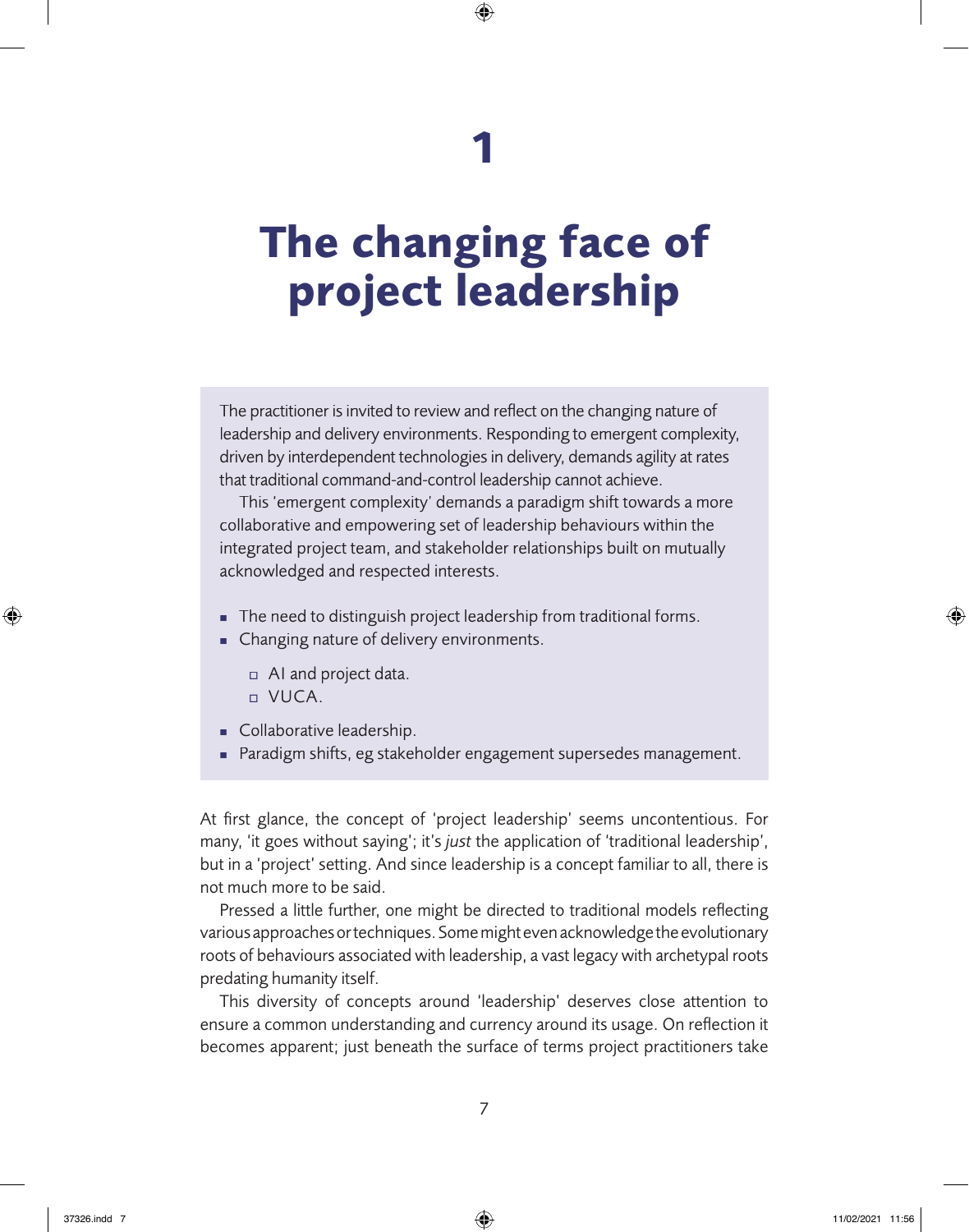# 1

# The changing face of project leadership

The practitioner is invited to review and reflect on the changing nature of leadership and delivery environments. Responding to emergent complexity, driven by interdependent technologies in delivery, demands agility at rates that traditional command-and-control leadership cannot achieve.

This 'emergent complexity' demands a paradigm shift towards a more collaborative and empowering set of leadership behaviours within the integrated project team, and stakeholder relationships built on mutually acknowledged and respected interests.

- The need to distinguish project leadership from traditional forms.
- Changing nature of delivery environments.
  - AI and project data.
  - VUCA.
- Collaborative leadership.
- Paradigm shifts, eg stakeholder engagement supersedes management.

At first glance, the concept of 'project leadership' seems uncontentious. For many, 'it goes without saying'; it's *just* the application of 'traditional leadership', but in a 'project' setting. And since leadership is a concept familiar to all, there is not much more to be said.

Pressed a little further, one might be directed to traditional models reflecting various approaches or techniques. Some might even acknowledge the evolutionary roots of behaviours associated with leadership, a vast legacy with archetypal roots predating humanity itself.

This diversity of concepts around 'leadership' deserves close attention to ensure a common understanding and currency around its usage. On reflection it becomes apparent; just beneath the surface of terms project practitioners take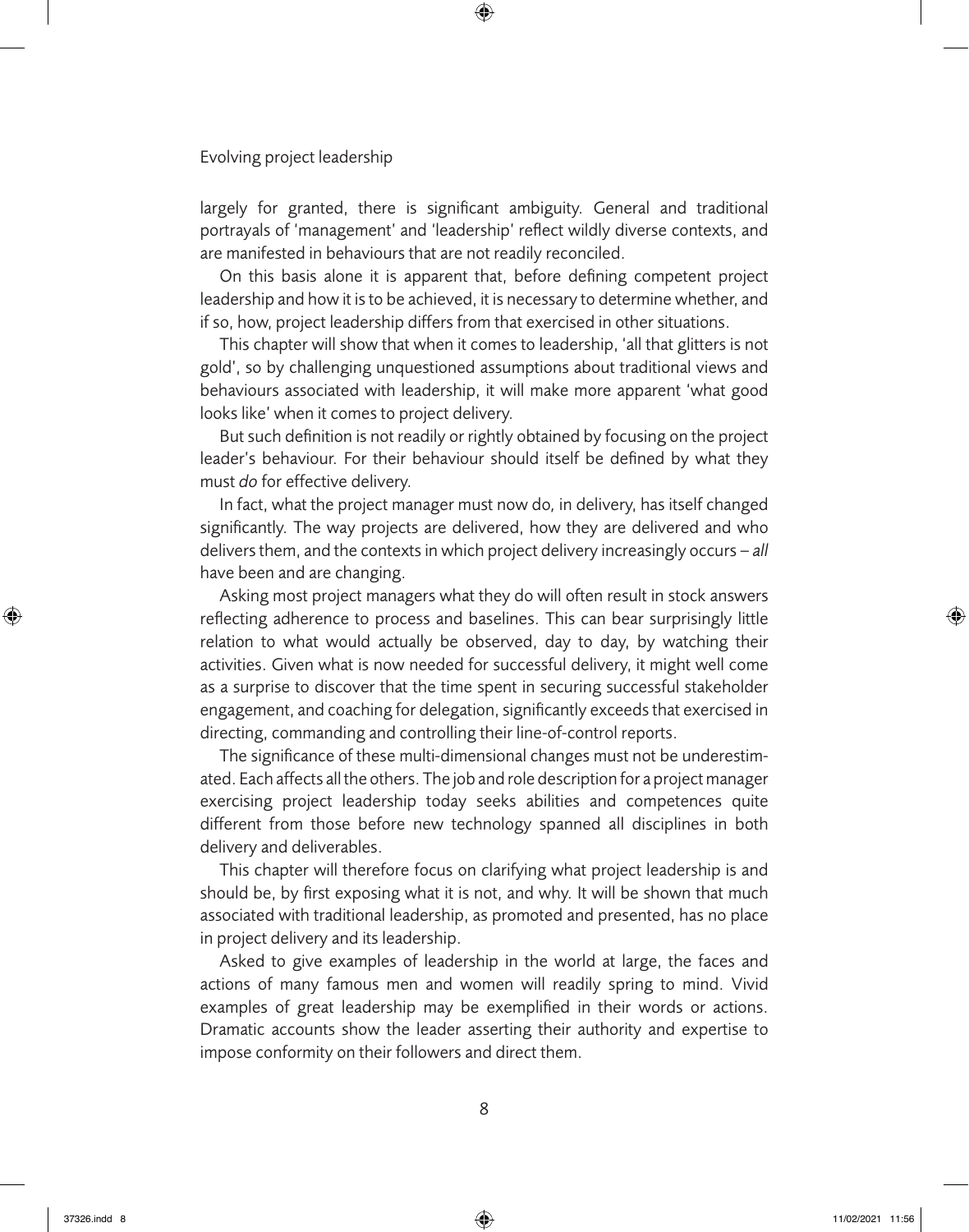largely for granted, there is significant ambiguity. General and traditional portrayals of 'management' and 'leadership' reflect wildly diverse contexts, and are manifested in behaviours that are not readily reconciled.

On this basis alone it is apparent that, before defining competent project leadership and how it is to be achieved, it is necessary to determine whether, and if so, how, project leadership differs from that exercised in other situations.

This chapter will show that when it comes to leadership, 'all that glitters is not gold', so by challenging unquestioned assumptions about traditional views and behaviours associated with leadership, it will make more apparent 'what good looks like' when it comes to project delivery.

But such definition is not readily or rightly obtained by focusing on the project leader's behaviour. For their behaviour should itself be defined by what they must *do* for effective delivery.

In fact, what the project manager must now do, in delivery, has itself changed significantly. The way projects are delivered, how they are delivered and who delivers them, and the contexts in which project delivery increasingly occurs – *all* have been and are changing.

Asking most project managers what they do will often result in stock answers reflecting adherence to process and baselines. This can bear surprisingly little relation to what would actually be observed, day to day, by watching their activities. Given what is now needed for successful delivery, it might well come as a surprise to discover that the time spent in securing successful stakeholder engagement, and coaching for delegation, significantly exceeds that exercised in directing, commanding and controlling their line-of-control reports.

The significance of these multi-dimensional changes must not be underestimated. Each affects all the others. The job and role description for a project manager exercising project leadership today seeks abilities and competences quite different from those before new technology spanned all disciplines in both delivery and deliverables.

This chapter will therefore focus on clarifying what project leadership is and should be, by first exposing what it is not, and why. It will be shown that much associated with traditional leadership, as promoted and presented, has no place in project delivery and its leadership.

Asked to give examples of leadership in the world at large, the faces and actions of many famous men and women will readily spring to mind. Vivid examples of great leadership may be exemplified in their words or actions. Dramatic accounts show the leader asserting their authority and expertise to impose conformity on their followers and direct them.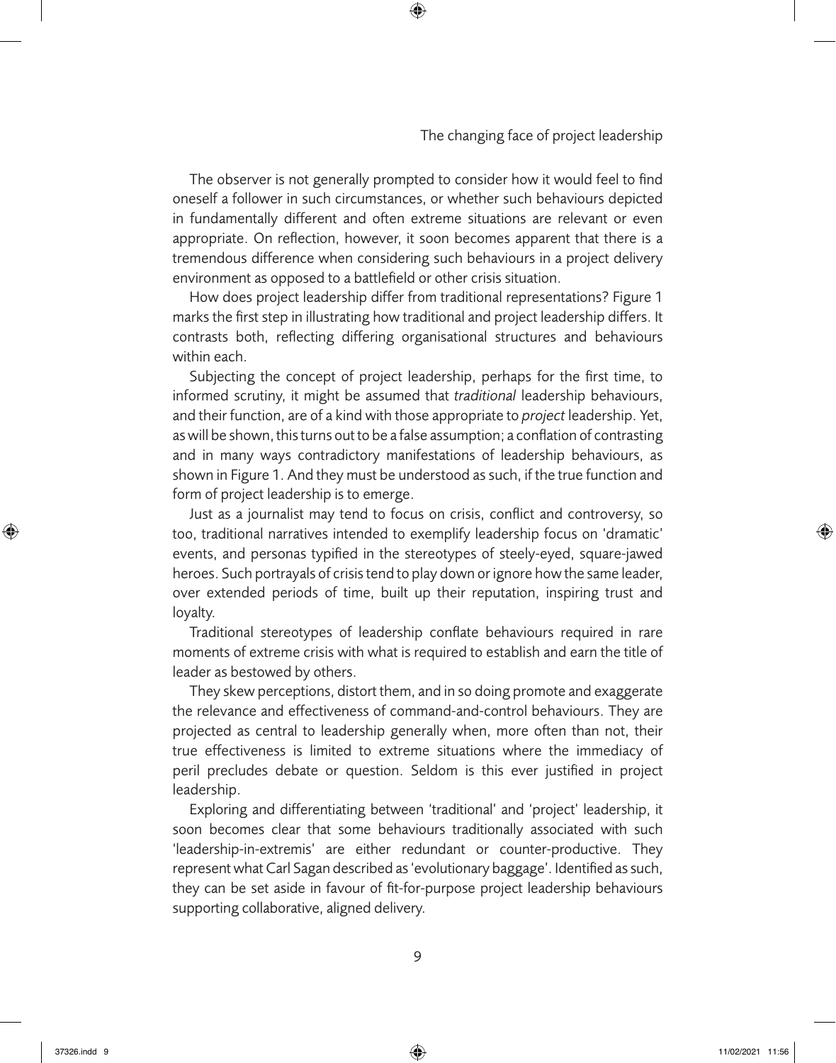The observer is not generally prompted to consider how it would feel to find oneself a follower in such circumstances, or whether such behaviours depicted in fundamentally different and often extreme situations are relevant or even appropriate. On reflection, however, it soon becomes apparent that there is a tremendous difference when considering such behaviours in a project delivery environment as opposed to a battlefield or other crisis situation.

How does project leadership differ from traditional representations? Figure 1 marks the first step in illustrating how traditional and project leadership differs. It contrasts both, reflecting differing organisational structures and behaviours within each.

Subjecting the concept of project leadership, perhaps for the first time, to informed scrutiny, it might be assumed that *traditional* leadership behaviours, and their function, are of a kind with those appropriate to *project* leadership. Yet, as will be shown, this turns out to be a false assumption; a conflation of contrasting and in many ways contradictory manifestations of leadership behaviours, as shown in Figure 1. And they must be understood as such, if the true function and form of project leadership is to emerge.

Just as a journalist may tend to focus on crisis, conflict and controversy, so too, traditional narratives intended to exemplify leadership focus on 'dramatic' events, and personas typified in the stereotypes of steely-eyed, square-jawed heroes. Such portrayals of crisis tend to play down or ignore how the same leader, over extended periods of time, built up their reputation, inspiring trust and loyalty.

Traditional stereotypes of leadership conflate behaviours required in rare moments of extreme crisis with what is required to establish and earn the title of leader as bestowed by others.

They skew perceptions, distort them, and in so doing promote and exaggerate the relevance and effectiveness of command-and-control behaviours. They are projected as central to leadership generally when, more often than not, their true effectiveness is limited to extreme situations where the immediacy of peril precludes debate or question. Seldom is this ever justified in project leadership.

Exploring and differentiating between 'traditional' and 'project' leadership, it soon becomes clear that some behaviours traditionally associated with such 'leadership-in-extremis' are either redundant or counter-productive. They represent what Carl Sagan described as 'evolutionary baggage'. Identified as such, they can be set aside in favour of fit-for-purpose project leadership behaviours supporting collaborative, aligned delivery.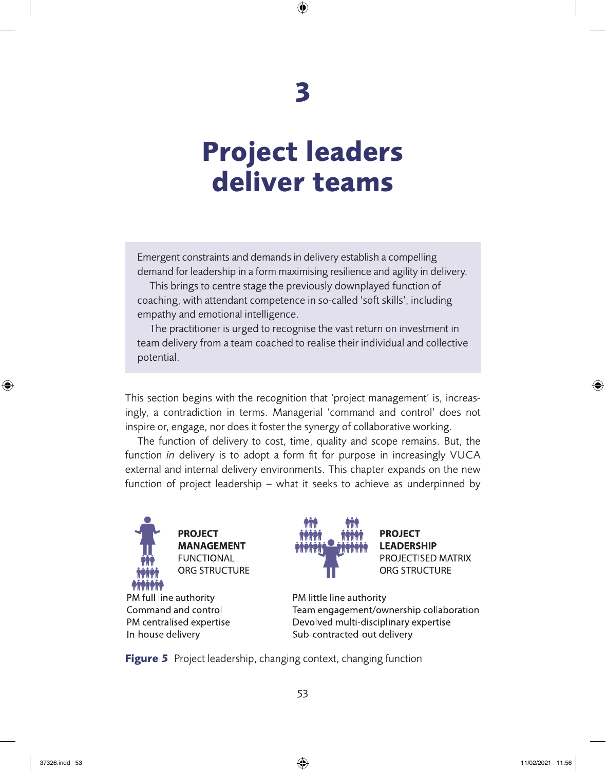# 3

# Project leaders deliver teams

> Emergent constraints and demands in delivery establish a compelling demand for leadership in a form maximising resilience and agility in delivery.
>
> This brings to centre stage the previously downplayed function of coaching, with attendant competence in so-called 'soft skills', including empathy and emotional intelligence.
>
> The practitioner is urged to recognise the vast return on investment in team delivery from a team coached to realise their individual and collective potential.

This section begins with the recognition that 'project management' is, increasingly, a contradiction in terms. Managerial 'command and control' does not inspire or, engage, nor does it foster the synergy of collaborative working.

The function of delivery to cost, time, quality and scope remains. But, the function *in* delivery is to adopt a form fit for purpose in increasingly VUCA external and internal delivery environments. This chapter expands on the new function of project leadership – what it seeks to achieve as underpinned by

**PROJECT MANAGEMENT**
FUNCTIONAL ORG STRUCTURE

PM full line authority
Command and control
PM centralised expertise
In-house delivery

**PROJECT LEADERSHIP**
PROJECTISED MATRIX ORG STRUCTURE

PM little line authority
Team engagement/ownership collaboration
Devolved multi-disciplinary expertise
Sub-contracted-out delivery

**Figure 5** Project leadership, changing context, changing function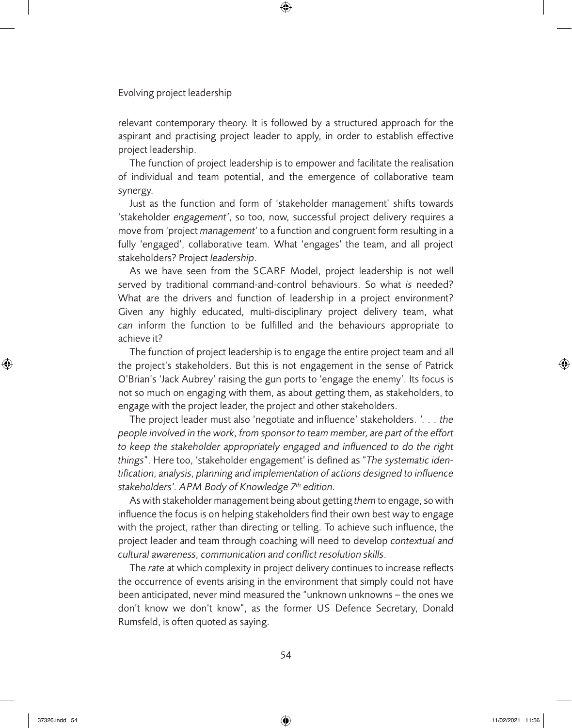relevant contemporary theory. It is followed by a structured approach for the aspirant and practising project leader to apply, in order to establish effective project leadership.

The function of project leadership is to empower and facilitate the realisation of individual and team potential, and the emergence of collaborative team synergy.

Just as the function and form of 'stakeholder management' shifts towards 'stakeholder *engagement*', so too, now, successful project delivery requires a move from 'project *management*' to a function and congruent form resulting in a fully 'engaged', collaborative team. What 'engages' the team, and all project stakeholders? Project *leadership*.

As we have seen from the SCARF Model, project leadership is not well served by traditional command-and-control behaviours. So what *is* needed? What are the drivers and function of leadership in a project environment? Given any highly educated, multi-disciplinary project delivery team, what *can* inform the function to be fulfilled and the behaviours appropriate to achieve it?

The function of project leadership is to engage the entire project team and all the project's stakeholders. But this is not engagement in the sense of Patrick O'Brian's 'Jack Aubrey' raising the gun ports to 'engage the enemy'. Its focus is not so much on engaging with them, as about getting them, as stakeholders, to engage with the project leader, the project and other stakeholders.

The project leader must also 'negotiate and influence' stakeholders. '. . . *the people involved in the work, from sponsor to team member, are part of the effort to keep the stakeholder appropriately engaged and influenced to do the right things*". Here too, 'stakeholder engagement' is defined as "*The systematic identification, analysis, planning and implementation of actions designed to influence stakeholders'. APM Body of Knowledge 7th edition*.

As with stakeholder management being about getting *them* to engage, so with influence the focus is on helping stakeholders find their own best way to engage with the project, rather than directing or telling. To achieve such influence, the project leader and team through coaching will need to develop *contextual and cultural awareness, communication and conflict resolution skills*.

The *rate* at which complexity in project delivery continues to increase reflects the occurrence of events arising in the environment that simply could not have been anticipated, never mind measured the "unknown unknowns – the ones we don't know we don't know", as the former US Defence Secretary, Donald Rumsfeld, is often quoted as saying.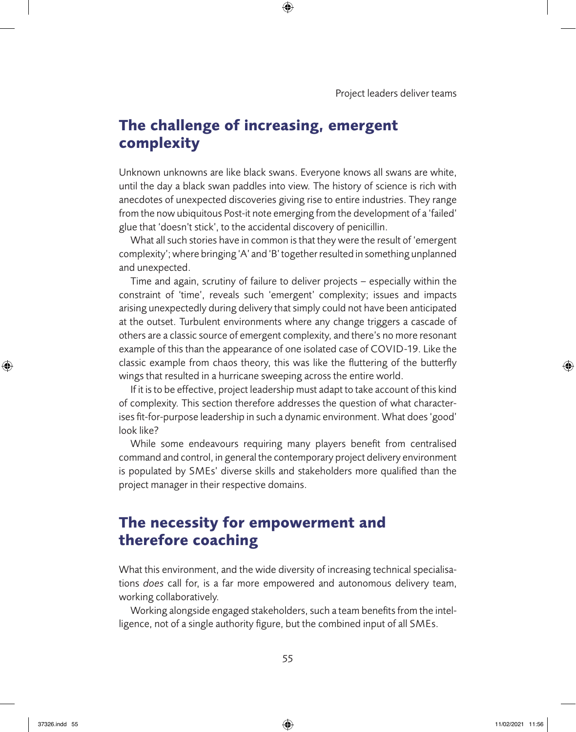## The challenge of increasing, emergent complexity

Unknown unknowns are like black swans. Everyone knows all swans are white, until the day a black swan paddles into view. The history of science is rich with anecdotes of unexpected discoveries giving rise to entire industries. They range from the now ubiquitous Post-it note emerging from the development of a 'failed' glue that 'doesn't stick', to the accidental discovery of penicillin.

What all such stories have in common is that they were the result of 'emergent complexity'; where bringing 'A' and 'B' together resulted in something unplanned and unexpected.

Time and again, scrutiny of failure to deliver projects – especially within the constraint of 'time', reveals such 'emergent' complexity; issues and impacts arising unexpectedly during delivery that simply could not have been anticipated at the outset. Turbulent environments where any change triggers a cascade of others are a classic source of emergent complexity, and there's no more resonant example of this than the appearance of one isolated case of COVID-19. Like the classic example from chaos theory, this was like the fluttering of the butterfly wings that resulted in a hurricane sweeping across the entire world.

If it is to be effective, project leadership must adapt to take account of this kind of complexity. This section therefore addresses the question of what characterises fit-for-purpose leadership in such a dynamic environment. What does 'good' look like?

While some endeavours requiring many players benefit from centralised command and control, in general the contemporary project delivery environment is populated by SMEs' diverse skills and stakeholders more qualified than the project manager in their respective domains.

## The necessity for empowerment and therefore coaching

What this environment, and the wide diversity of increasing technical specialisations *does* call for, is a far more empowered and autonomous delivery team, working collaboratively.

Working alongside engaged stakeholders, such a team benefits from the intelligence, not of a single authority figure, but the combined input of all SMEs.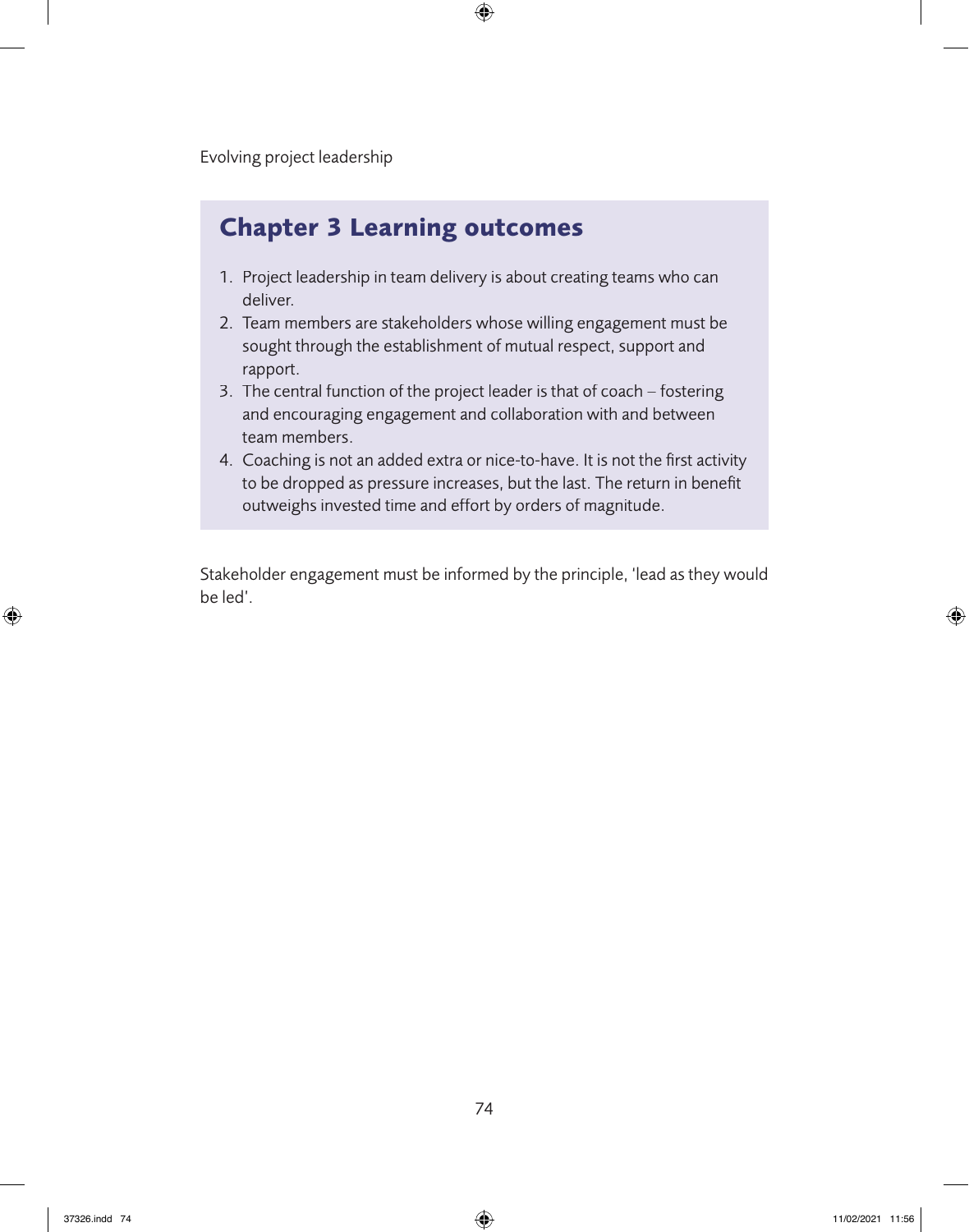## Chapter 3 Learning outcomes

1. Project leadership in team delivery is about creating teams who can deliver.
2. Team members are stakeholders whose willing engagement must be sought through the establishment of mutual respect, support and rapport.
3. The central function of the project leader is that of coach – fostering and encouraging engagement and collaboration with and between team members.
4. Coaching is not an added extra or nice-to-have. It is not the first activity to be dropped as pressure increases, but the last. The return in benefit outweighs invested time and effort by orders of magnitude.

Stakeholder engagement must be informed by the principle, 'lead as they would be led'.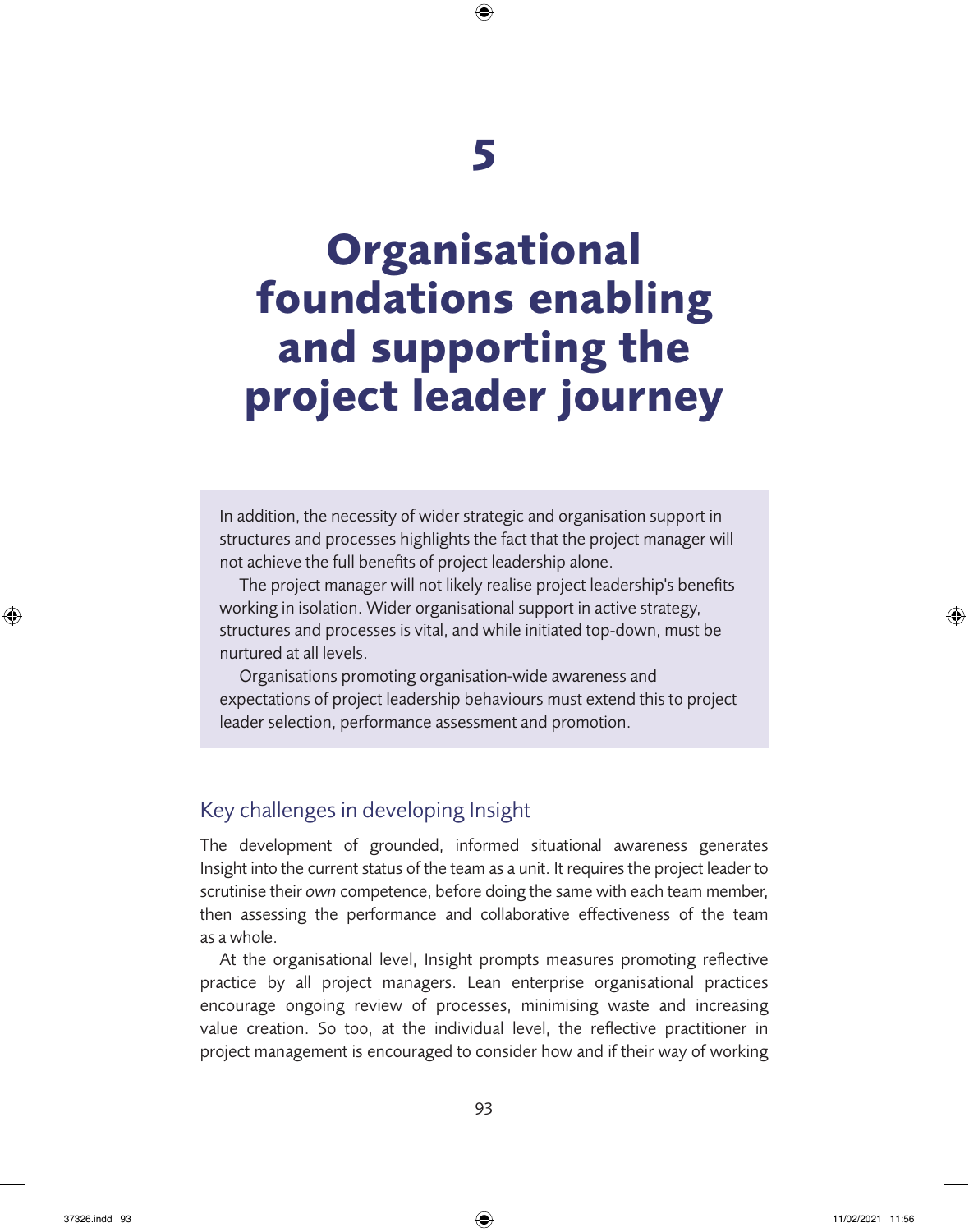# 5

# Organisational foundations enabling and supporting the project leader journey

In addition, the necessity of wider strategic and organisation support in structures and processes highlights the fact that the project manager will not achieve the full benefits of project leadership alone.

The project manager will not likely realise project leadership's benefits working in isolation. Wider organisational support in active strategy, structures and processes is vital, and while initiated top-down, must be nurtured at all levels.

Organisations promoting organisation-wide awareness and expectations of project leadership behaviours must extend this to project leader selection, performance assessment and promotion.

## Key challenges in developing Insight

The development of grounded, informed situational awareness generates Insight into the current status of the team as a unit. It requires the project leader to scrutinise their *own* competence, before doing the same with each team member, then assessing the performance and collaborative effectiveness of the team as a whole.

At the organisational level, Insight prompts measures promoting reflective practice by all project managers. Lean enterprise organisational practices encourage ongoing review of processes, minimising waste and increasing value creation. So too, at the individual level, the reflective practitioner in project management is encouraged to consider how and if their way of working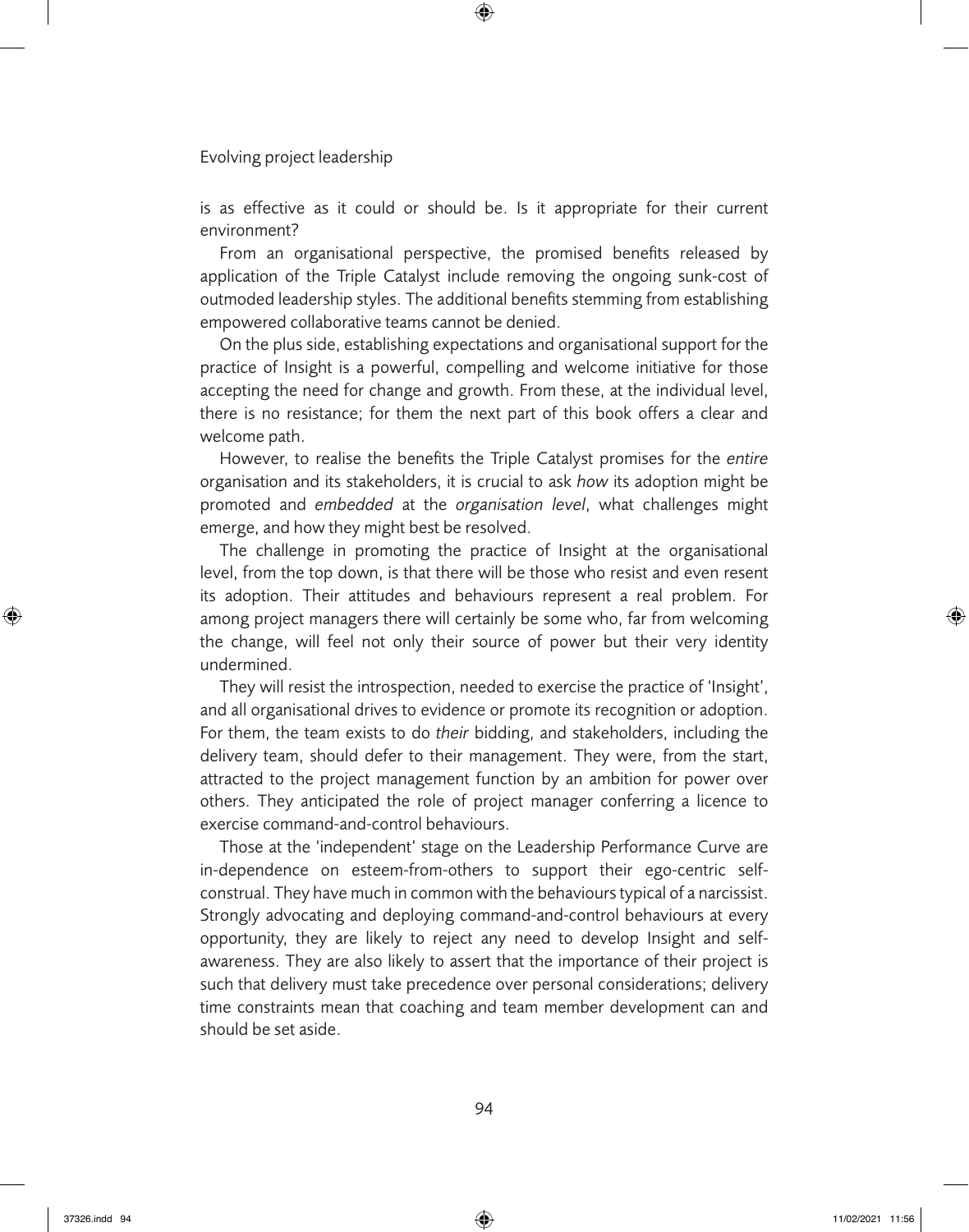is as effective as it could or should be. Is it appropriate for their current environment?

From an organisational perspective, the promised benefits released by application of the Triple Catalyst include removing the ongoing sunk-cost of outmoded leadership styles. The additional benefits stemming from establishing empowered collaborative teams cannot be denied.

On the plus side, establishing expectations and organisational support for the practice of Insight is a powerful, compelling and welcome initiative for those accepting the need for change and growth. From these, at the individual level, there is no resistance; for them the next part of this book offers a clear and welcome path.

However, to realise the benefits the Triple Catalyst promises for the *entire* organisation and its stakeholders, it is crucial to ask *how* its adoption might be promoted and *embedded* at the *organisation level*, what challenges might emerge, and how they might best be resolved.

The challenge in promoting the practice of Insight at the organisational level, from the top down, is that there will be those who resist and even resent its adoption. Their attitudes and behaviours represent a real problem. For among project managers there will certainly be some who, far from welcoming the change, will feel not only their source of power but their very identity undermined.

They will resist the introspection, needed to exercise the practice of 'Insight', and all organisational drives to evidence or promote its recognition or adoption. For them, the team exists to do *their* bidding, and stakeholders, including the delivery team, should defer to their management. They were, from the start, attracted to the project management function by an ambition for power over others. They anticipated the role of project manager conferring a licence to exercise command-and-control behaviours.

Those at the 'independent' stage on the Leadership Performance Curve are in-dependence on esteem-from-others to support their ego-centric self-construal. They have much in common with the behaviours typical of a narcissist. Strongly advocating and deploying command-and-control behaviours at every opportunity, they are likely to reject any need to develop Insight and self-awareness. They are also likely to assert that the importance of their project is such that delivery must take precedence over personal considerations; delivery time constraints mean that coaching and team member development can and should be set aside.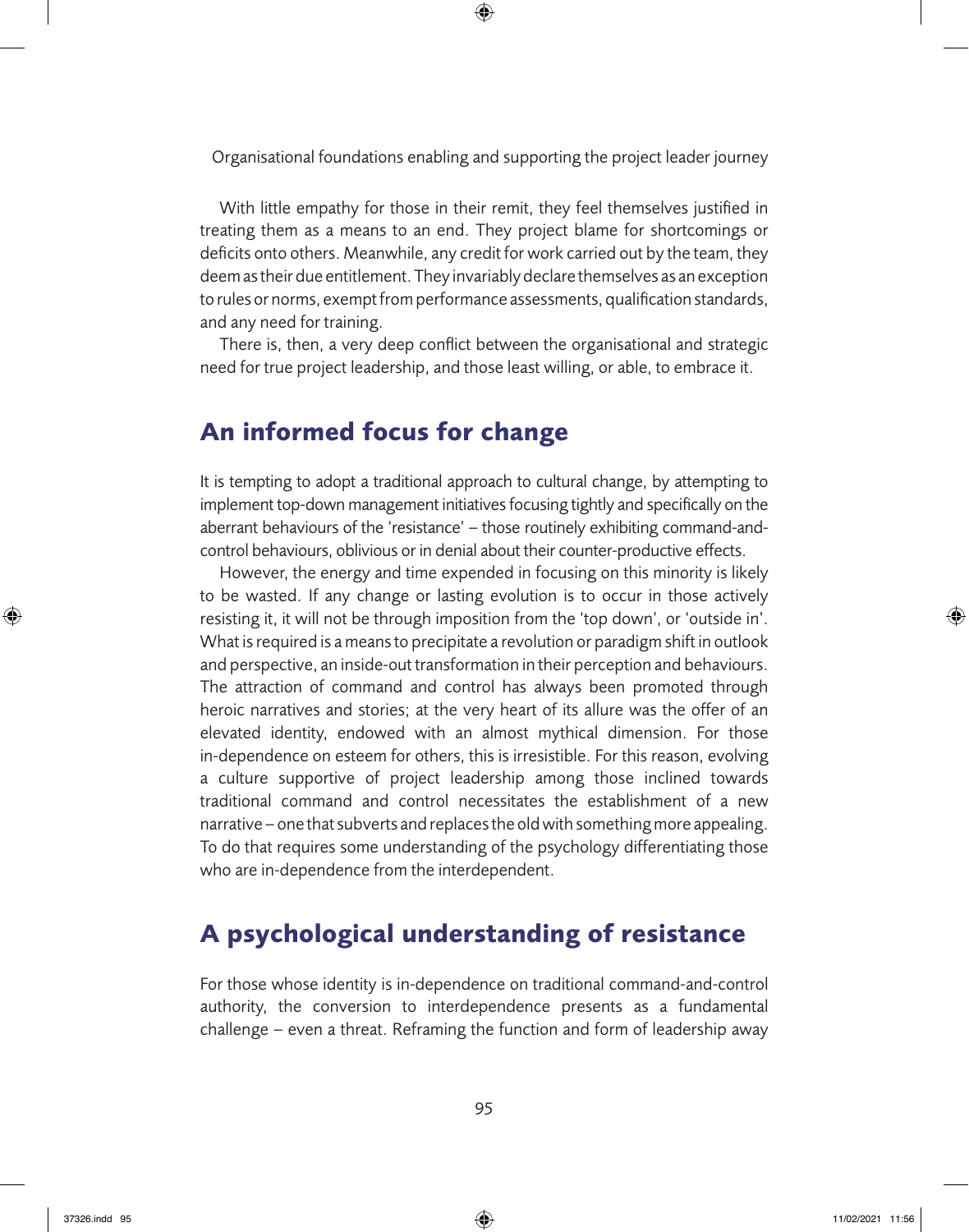With little empathy for those in their remit, they feel themselves justified in treating them as a means to an end. They project blame for shortcomings or deficits onto others. Meanwhile, any credit for work carried out by the team, they deem as their due entitlement. They invariably declare themselves as an exception to rules or norms, exempt from performance assessments, qualification standards, and any need for training.

There is, then, a very deep conflict between the organisational and strategic need for true project leadership, and those least willing, or able, to embrace it.

## An informed focus for change

It is tempting to adopt a traditional approach to cultural change, by attempting to implement top-down management initiatives focusing tightly and specifically on the aberrant behaviours of the 'resistance' – those routinely exhibiting command-and-control behaviours, oblivious or in denial about their counter-productive effects.

However, the energy and time expended in focusing on this minority is likely to be wasted. If any change or lasting evolution is to occur in those actively resisting it, it will not be through imposition from the 'top down', or 'outside in'. What is required is a means to precipitate a revolution or paradigm shift in outlook and perspective, an inside-out transformation in their perception and behaviours. The attraction of command and control has always been promoted through heroic narratives and stories; at the very heart of its allure was the offer of an elevated identity, endowed with an almost mythical dimension. For those in-dependence on esteem for others, this is irresistible. For this reason, evolving a culture supportive of project leadership among those inclined towards traditional command and control necessitates the establishment of a new narrative – one that subverts and replaces the old with something more appealing. To do that requires some understanding of the psychology differentiating those who are in-dependence from the interdependent.

## A psychological understanding of resistance

For those whose identity is in-dependence on traditional command-and-control authority, the conversion to interdependence presents as a fundamental challenge – even a threat. Reframing the function and form of leadership away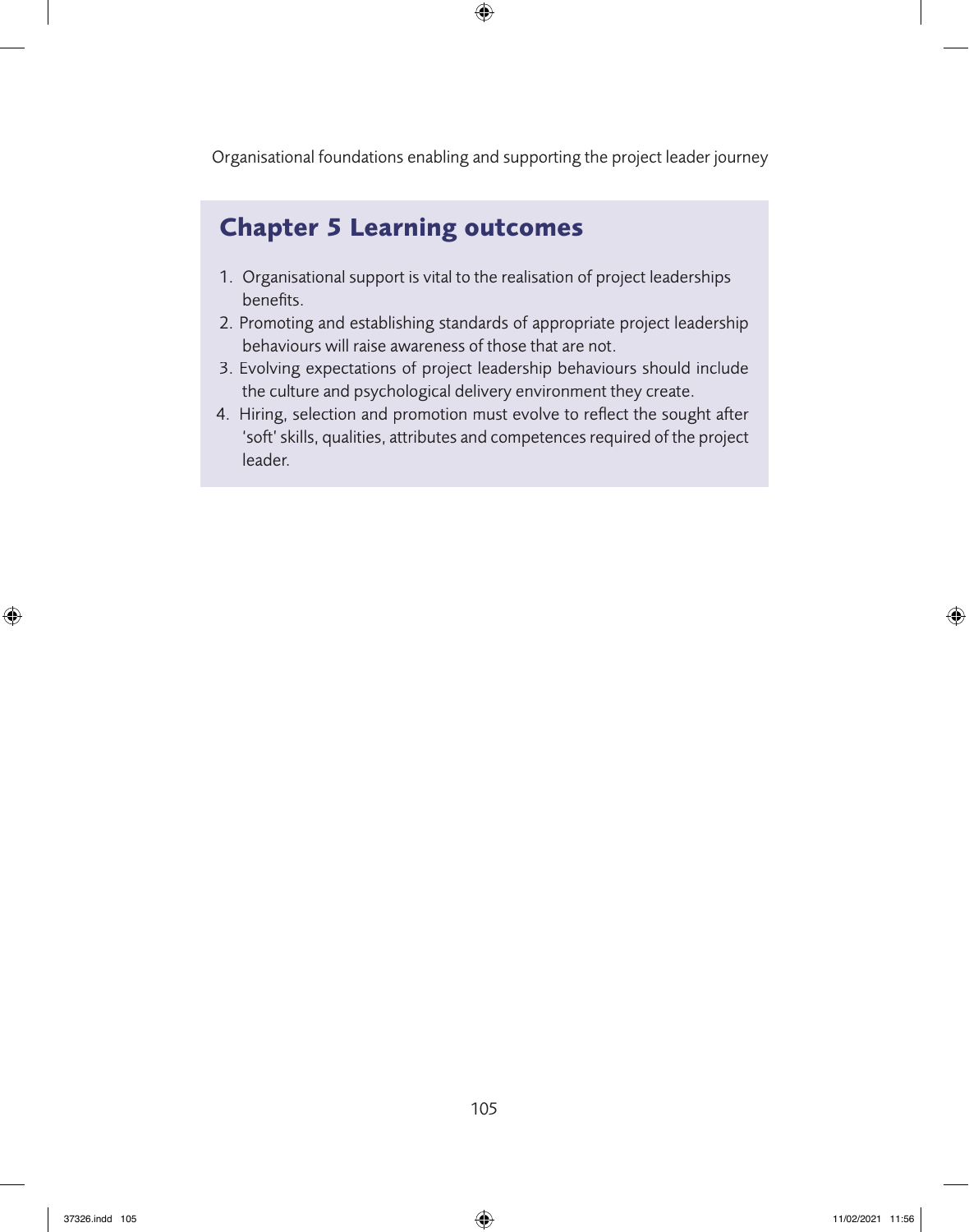## Chapter 5 Learning outcomes

1. Organisational support is vital to the realisation of project leaderships benefits.
2. Promoting and establishing standards of appropriate project leadership behaviours will raise awareness of those that are not.
3. Evolving expectations of project leadership behaviours should include the culture and psychological delivery environment they create.
4. Hiring, selection and promotion must evolve to reflect the sought after 'soft' skills, qualities, attributes and competences required of the project leader.